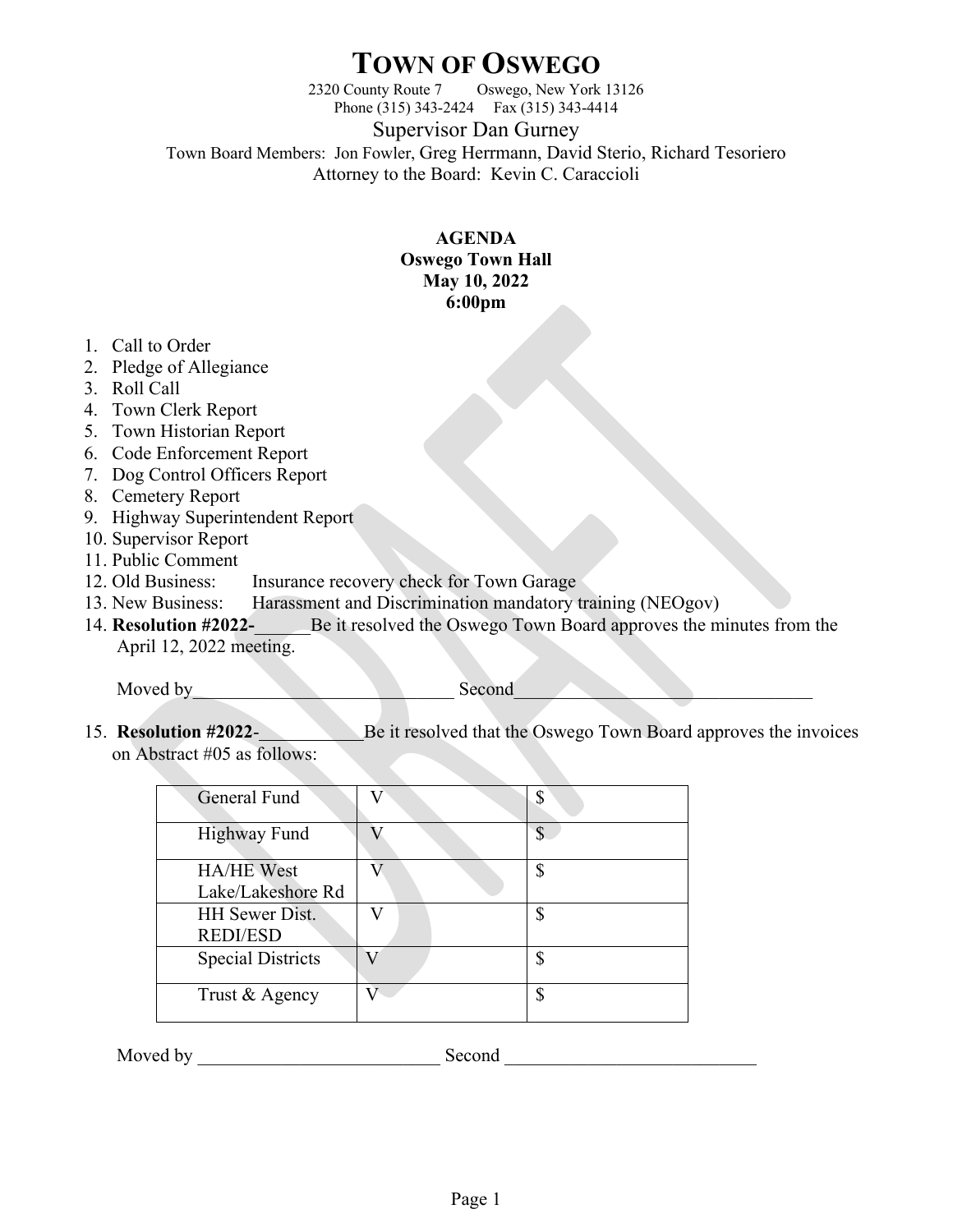# TOWN OF OSWEGO

2320 County Route 7 Oswego, New York 13126
Phone (315) 343-2424 Fax (315) 343-4414

Supervisor Dan Gurney

Town Board Members: Jon Fowler, Greg Herrmann, David Sterio, Richard Tesoriero
Attorney to the Board: Kevin C. Caraccioli

**AGENDA**
**Oswego Town Hall**
**May 10, 2022**
**6:00pm**

1. Call to Order
2. Pledge of Allegiance
3. Roll Call
4. Town Clerk Report
5. Town Historian Report
6. Code Enforcement Report
7. Dog Control Officers Report
8. Cemetery Report
9. Highway Superintendent Report
10. Supervisor Report
11. Public Comment
12. Old Business: Insurance recovery check for Town Garage
13. New Business: Harassment and Discrimination mandatory training (NEOgov)
14. **Resolution #2022-**______ Be it resolved the Oswego Town Board approves the minutes from the April 12, 2022 meeting.

    Moved by____________________________ Second_________________________________

15. **Resolution #2022**-___________Be it resolved that the Oswego Town Board approves the invoices on Abstract #05 as follows:

| | | |
|---|---|---|
| General Fund | V | $ |
| Highway Fund | V | $ |
| HA/HE West Lake/Lakeshore Rd | V | $ |
| HH Sewer Dist. REDI/ESD | V | $ |
| Special Districts | V | $ |
| Trust & Agency | V | $ |

Moved by __________________________ Second ___________________________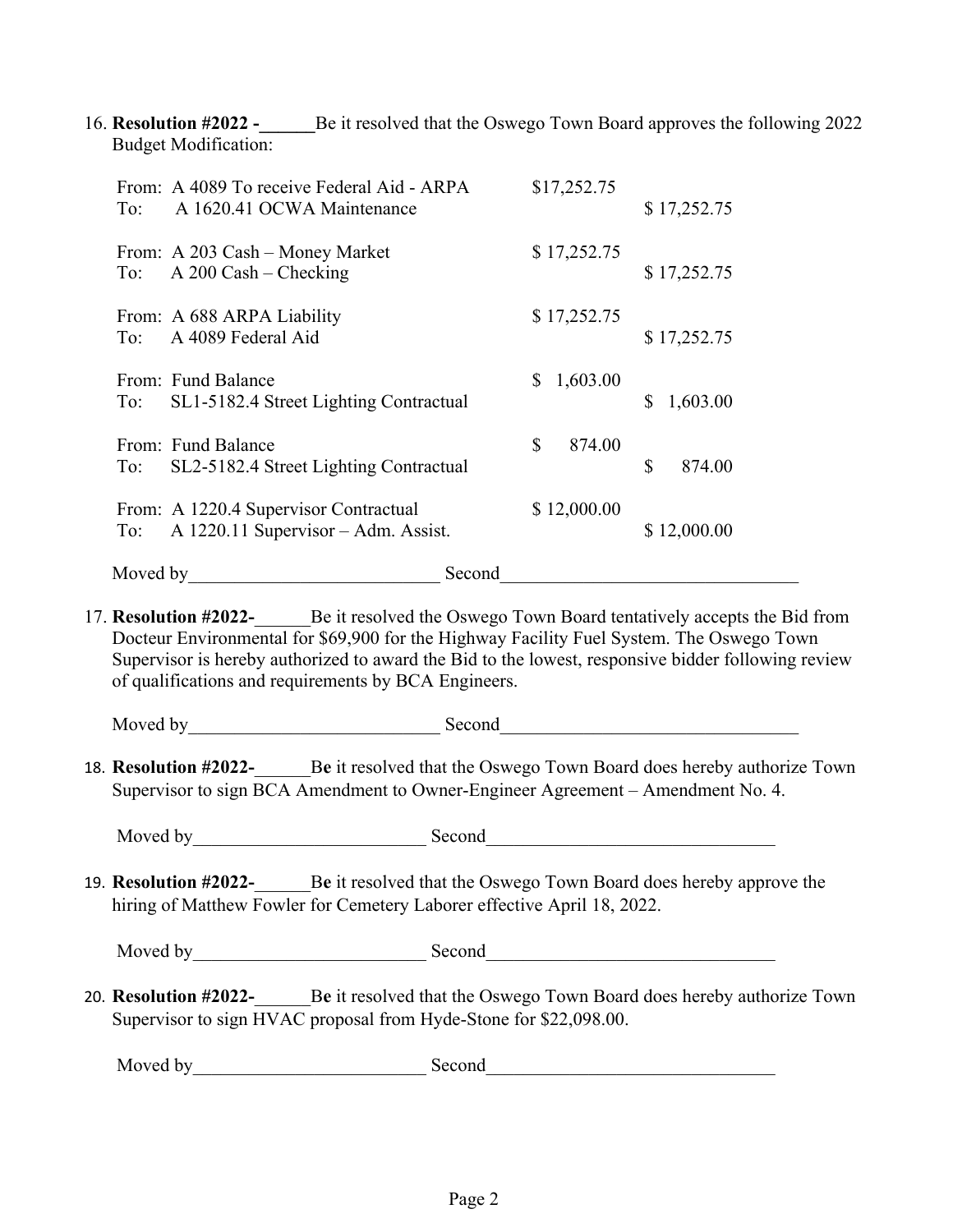16. **Resolution #2022 -______** Be it resolved that the Oswego Town Board approves the following 2022 Budget Modification:

| | | | |
|---|---|---|---|
| From: | A 4089 To receive Federal Aid - ARPA | $17,252.75 | |
| To: | A 1620.41 OCWA Maintenance | | $ 17,252.75 |
| From: | A 203 Cash – Money Market | $ 17,252.75 | |
| To: | A 200 Cash – Checking | | $ 17,252.75 |
| From: | A 688 ARPA Liability | $ 17,252.75 | |
| To: | A 4089 Federal Aid | | $ 17,252.75 |
| From: | Fund Balance | $ 1,603.00 | |
| To: | SL1-5182.4 Street Lighting Contractual | | $ 1,603.00 |
| From: | Fund Balance | $ 874.00 | |
| To: | SL2-5182.4 Street Lighting Contractual | | $ 874.00 |
| From: | A 1220.4 Supervisor Contractual | $ 12,000.00 | |
| To: | A 1220.11 Supervisor – Adm. Assist. | | $ 12,000.00 |

Moved by___________________________ Second________________________________

17. **Resolution #2022-**______Be it resolved the Oswego Town Board tentatively accepts the Bid from Docteur Environmental for $69,900 for the Highway Facility Fuel System. The Oswego Town Supervisor is hereby authorized to award the Bid to the lowest, responsive bidder following review of qualifications and requirements by BCA Engineers.

Moved by___________________________ Second________________________________

18. **Resolution #2022-**______Be it resolved that the Oswego Town Board does hereby authorize Town Supervisor to sign BCA Amendment to Owner-Engineer Agreement – Amendment No. 4.

Moved by_________________________ Second_______________________________

19. **Resolution #2022-**______Be it resolved that the Oswego Town Board does hereby approve the hiring of Matthew Fowler for Cemetery Laborer effective April 18, 2022.

Moved by_________________________ Second_______________________________

20. **Resolution #2022-**______Be it resolved that the Oswego Town Board does hereby authorize Town Supervisor to sign HVAC proposal from Hyde-Stone for $22,098.00.

Moved by_________________________ Second_______________________________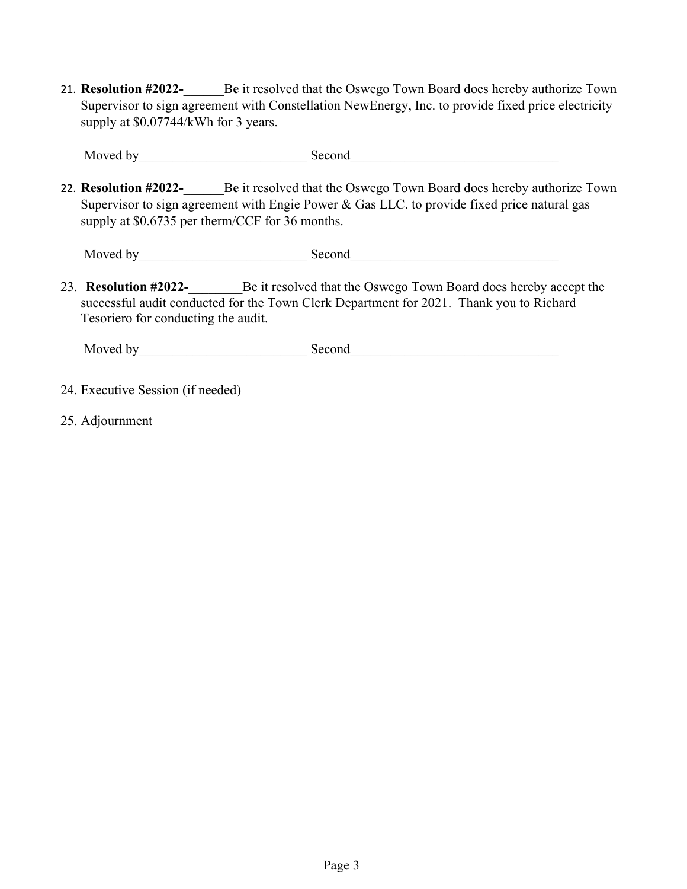21. **Resolution #2022-**______Be it resolved that the Oswego Town Board does hereby authorize Town Supervisor to sign agreement with Constellation NewEnergy, Inc. to provide fixed price electricity supply at $0.07744/kWh for 3 years.

    Moved by_________________________ Second_______________________________

22. **Resolution #2022-**______Be it resolved that the Oswego Town Board does hereby authorize Town Supervisor to sign agreement with Engie Power & Gas LLC. to provide fixed price natural gas supply at $0.6735 per therm/CCF for 36 months.

    Moved by_________________________ Second_______________________________

23. **Resolution #2022-**________Be it resolved that the Oswego Town Board does hereby accept the successful audit conducted for the Town Clerk Department for 2021. Thank you to Richard Tesoriero for conducting the audit.

    Moved by_________________________ Second_______________________________

24. Executive Session (if needed)

25. Adjournment